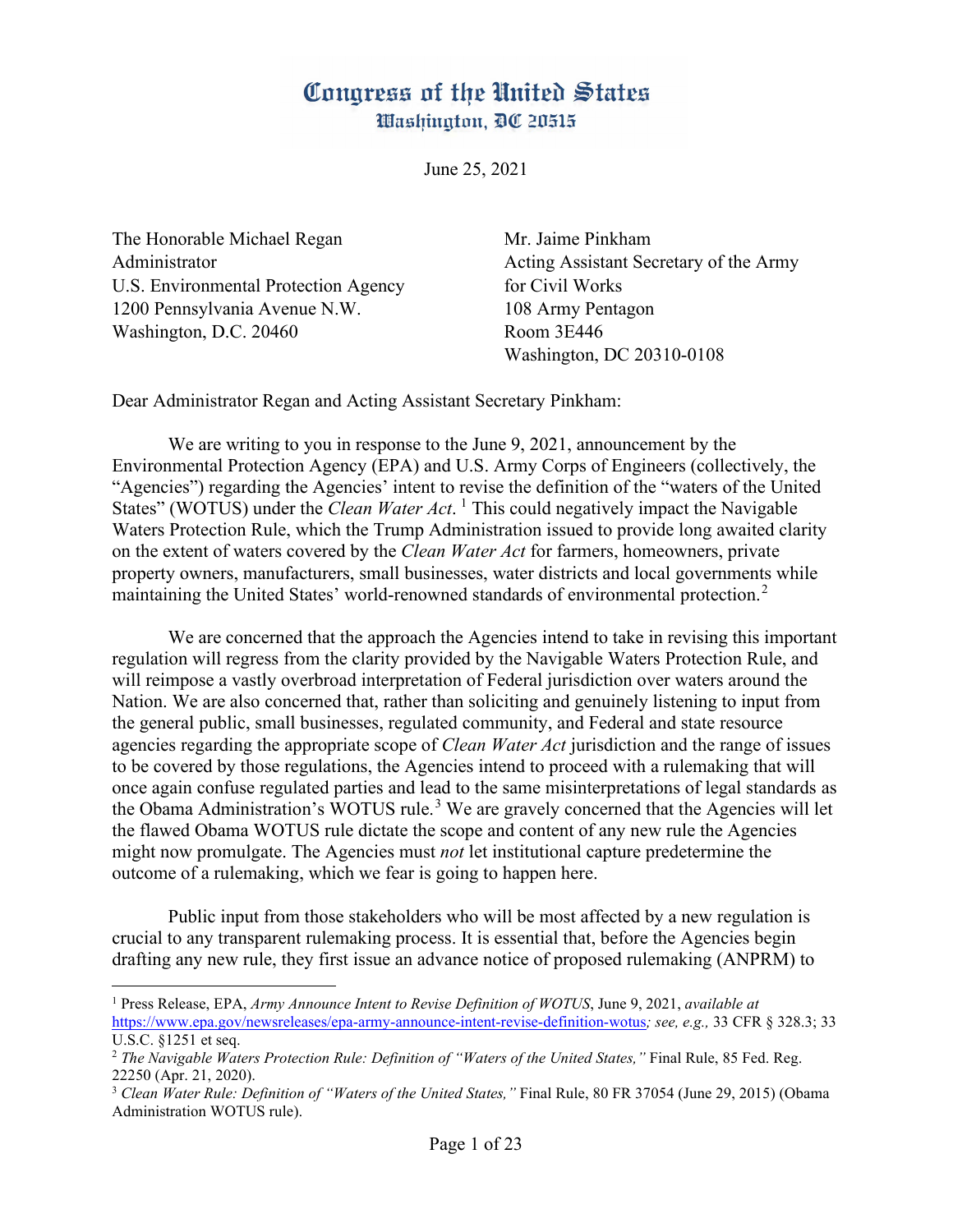# Congress of the United States
Washington, DC 20515

June 25, 2021

The Honorable Michael Regan
Administrator
U.S. Environmental Protection Agency
1200 Pennsylvania Avenue N.W.
Washington, D.C. 20460

Mr. Jaime Pinkham
Acting Assistant Secretary of the Army
for Civil Works
108 Army Pentagon
Room 3E446
Washington, DC 20310-0108

Dear Administrator Regan and Acting Assistant Secretary Pinkham:

We are writing to you in response to the June 9, 2021, announcement by the Environmental Protection Agency (EPA) and U.S. Army Corps of Engineers (collectively, the "Agencies") regarding the Agencies' intent to revise the definition of the "waters of the United States" (WOTUS) under the *Clean Water Act*.[1] This could negatively impact the Navigable Waters Protection Rule, which the Trump Administration issued to provide long awaited clarity on the extent of waters covered by the *Clean Water Act* for farmers, homeowners, private property owners, manufacturers, small businesses, water districts and local governments while maintaining the United States' world-renowned standards of environmental protection.[2]

We are concerned that the approach the Agencies intend to take in revising this important regulation will regress from the clarity provided by the Navigable Waters Protection Rule, and will reimpose a vastly overbroad interpretation of Federal jurisdiction over waters around the Nation. We are also concerned that, rather than soliciting and genuinely listening to input from the general public, small businesses, regulated community, and Federal and state resource agencies regarding the appropriate scope of *Clean Water Act* jurisdiction and the range of issues to be covered by those regulations, the Agencies intend to proceed with a rulemaking that will once again confuse regulated parties and lead to the same misinterpretations of legal standards as the Obama Administration's WOTUS rule.[3] We are gravely concerned that the Agencies will let the flawed Obama WOTUS rule dictate the scope and content of any new rule the Agencies might now promulgate. The Agencies must *not* let institutional capture predetermine the outcome of a rulemaking, which we fear is going to happen here.

Public input from those stakeholders who will be most affected by a new regulation is crucial to any transparent rulemaking process. It is essential that, before the Agencies begin drafting any new rule, they first issue an advance notice of proposed rulemaking (ANPRM) to

---

[1] Press Release, EPA, *Army Announce Intent to Revise Definition of WOTUS*, June 9, 2021, *available at* https://www.epa.gov/newsreleases/epa-army-announce-intent-revise-definition-wotus*; see, e.g.,* 33 CFR § 328.3; 33 U.S.C. §1251 et seq.

[2] *The Navigable Waters Protection Rule: Definition of "Waters of the United States,"* Final Rule, 85 Fed. Reg. 22250 (Apr. 21, 2020).

[3] *Clean Water Rule: Definition of "Waters of the United States,"* Final Rule, 80 FR 37054 (June 29, 2015) (Obama Administration WOTUS rule).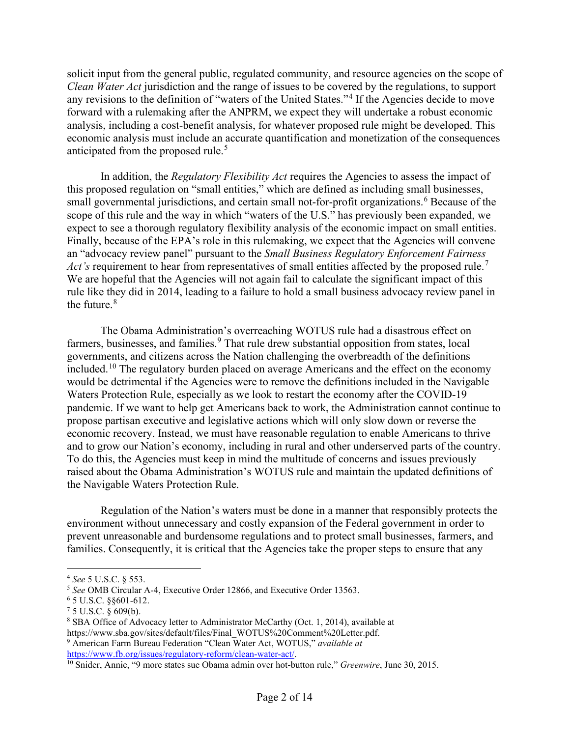solicit input from the general public, regulated community, and resource agencies on the scope of *Clean Water Act* jurisdiction and the range of issues to be covered by the regulations, to support any revisions to the definition of "waters of the United States."[4] If the Agencies decide to move forward with a rulemaking after the ANPRM, we expect they will undertake a robust economic analysis, including a cost-benefit analysis, for whatever proposed rule might be developed. This economic analysis must include an accurate quantification and monetization of the consequences anticipated from the proposed rule.[5]

In addition, the *Regulatory Flexibility Act* requires the Agencies to assess the impact of this proposed regulation on "small entities," which are defined as including small businesses, small governmental jurisdictions, and certain small not-for-profit organizations.[6] Because of the scope of this rule and the way in which "waters of the U.S." has previously been expanded, we expect to see a thorough regulatory flexibility analysis of the economic impact on small entities. Finally, because of the EPA's role in this rulemaking, we expect that the Agencies will convene an "advocacy review panel" pursuant to the *Small Business Regulatory Enforcement Fairness Act's* requirement to hear from representatives of small entities affected by the proposed rule.[7] We are hopeful that the Agencies will not again fail to calculate the significant impact of this rule like they did in 2014, leading to a failure to hold a small business advocacy review panel in the future.[8]

The Obama Administration's overreaching WOTUS rule had a disastrous effect on farmers, businesses, and families.[9] That rule drew substantial opposition from states, local governments, and citizens across the Nation challenging the overbreadth of the definitions included.[10] The regulatory burden placed on average Americans and the effect on the economy would be detrimental if the Agencies were to remove the definitions included in the Navigable Waters Protection Rule, especially as we look to restart the economy after the COVID-19 pandemic. If we want to help get Americans back to work, the Administration cannot continue to propose partisan executive and legislative actions which will only slow down or reverse the economic recovery. Instead, we must have reasonable regulation to enable Americans to thrive and to grow our Nation's economy, including in rural and other underserved parts of the country. To do this, the Agencies must keep in mind the multitude of concerns and issues previously raised about the Obama Administration's WOTUS rule and maintain the updated definitions of the Navigable Waters Protection Rule.

Regulation of the Nation's waters must be done in a manner that responsibly protects the environment without unnecessary and costly expansion of the Federal government in order to prevent unreasonable and burdensome regulations and to protect small businesses, farmers, and families. Consequently, it is critical that the Agencies take the proper steps to ensure that any

---

[4] *See* 5 U.S.C. § 553.

[5] *See* OMB Circular A-4, Executive Order 12866, and Executive Order 13563.

[6] 5 U.S.C. §§601-612.

[7] 5 U.S.C. § 609(b).

[8] SBA Office of Advocacy letter to Administrator McCarthy (Oct. 1, 2014), available at https://www.sba.gov/sites/default/files/Final_WOTUS%20Comment%20Letter.pdf.

[9] American Farm Bureau Federation "Clean Water Act, WOTUS," *available at* https://www.fb.org/issues/regulatory-reform/clean-water-act/.

[10] Snider, Annie, "9 more states sue Obama admin over hot-button rule," *Greenwire*, June 30, 2015.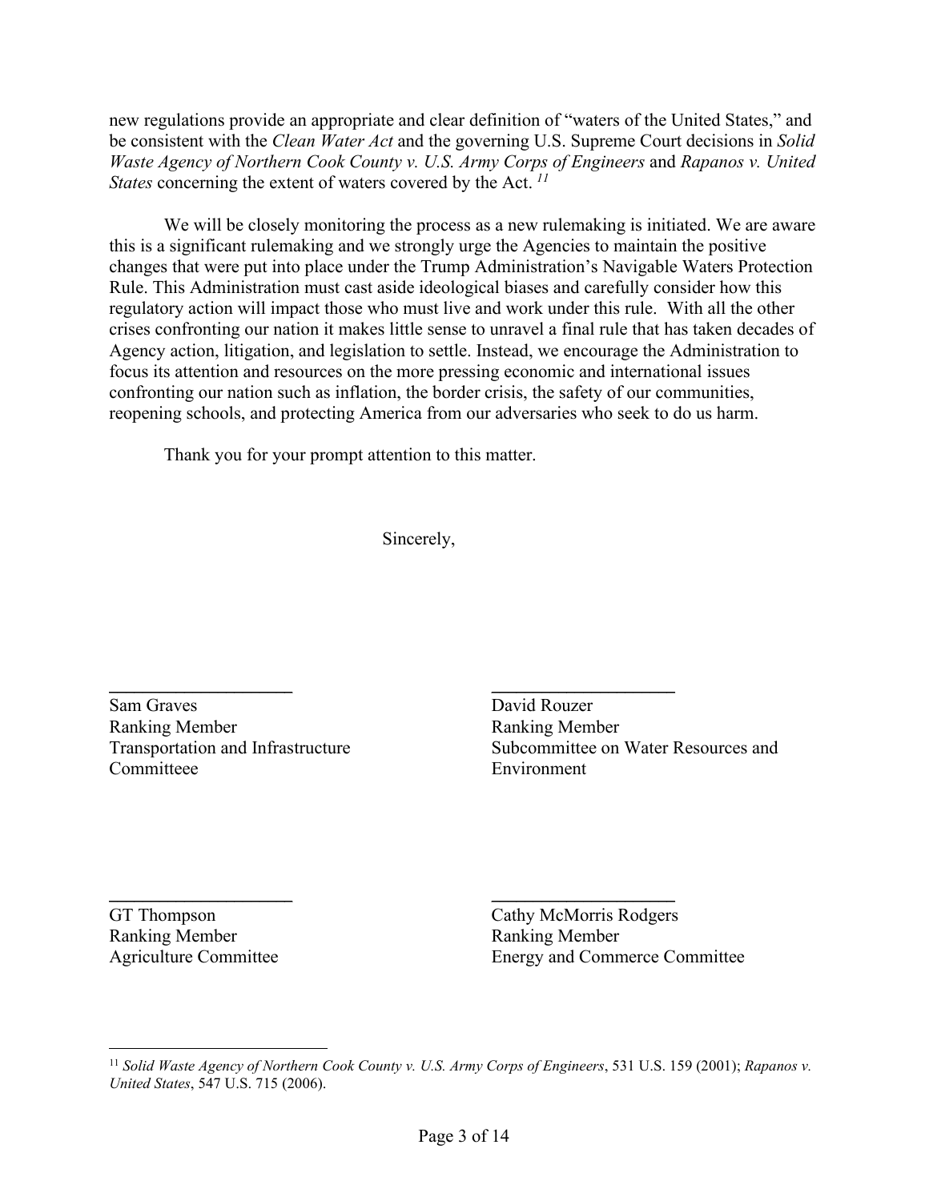new regulations provide an appropriate and clear definition of "waters of the United States," and be consistent with the *Clean Water Act* and the governing U.S. Supreme Court decisions in *Solid Waste Agency of Northern Cook County v. U.S. Army Corps of Engineers* and *Rapanos v. United States* concerning the extent of waters covered by the Act. [11]

We will be closely monitoring the process as a new rulemaking is initiated. We are aware this is a significant rulemaking and we strongly urge the Agencies to maintain the positive changes that were put into place under the Trump Administration's Navigable Waters Protection Rule. This Administration must cast aside ideological biases and carefully consider how this regulatory action will impact those who must live and work under this rule. With all the other crises confronting our nation it makes little sense to unravel a final rule that has taken decades of Agency action, litigation, and legislation to settle. Instead, we encourage the Administration to focus its attention and resources on the more pressing economic and international issues confronting our nation such as inflation, the border crisis, the safety of our communities, reopening schools, and protecting America from our adversaries who seek to do us harm.

Thank you for your prompt attention to this matter.

Sincerely,

Sam Graves
Ranking Member
Transportation and Infrastructure Committeee

David Rouzer
Ranking Member
Subcommittee on Water Resources and Environment

GT Thompson
Ranking Member
Agriculture Committee

Cathy McMorris Rodgers
Ranking Member
Energy and Commerce Committee

---

[11] *Solid Waste Agency of Northern Cook County v. U.S. Army Corps of Engineers*, 531 U.S. 159 (2001); *Rapanos v. United States*, 547 U.S. 715 (2006).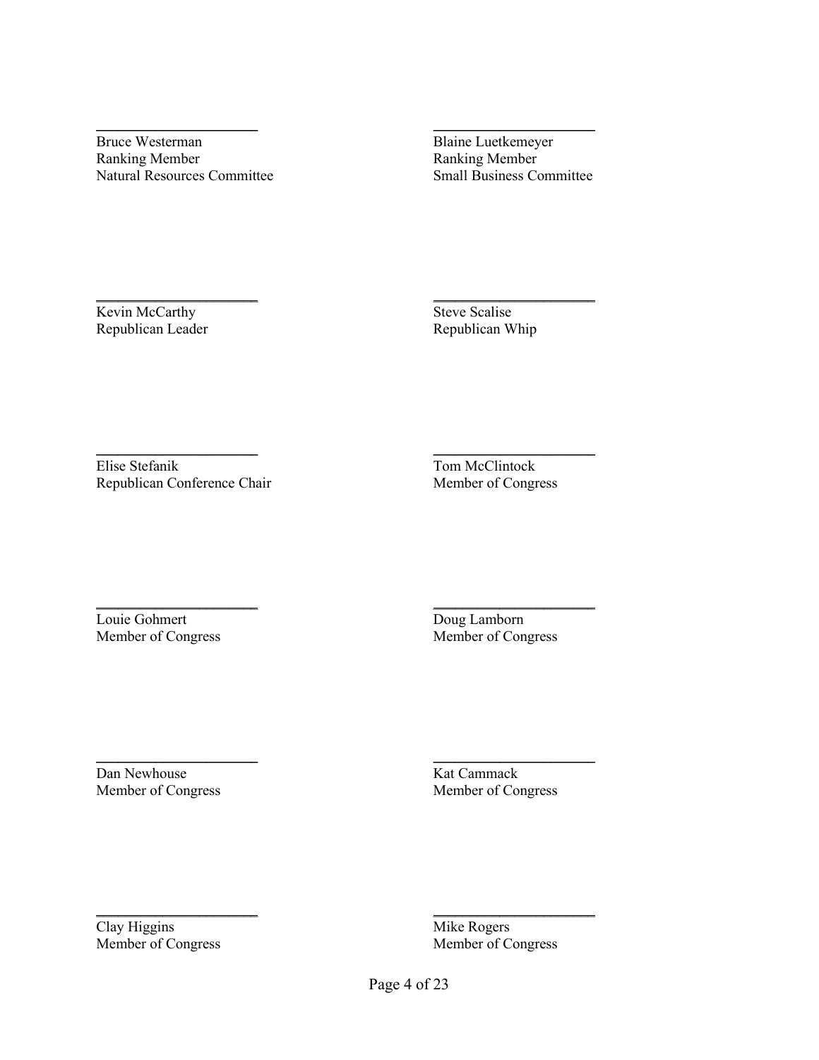\_\_\_\_\_\_\_\_\_\_\_\_\_\_\_\_\_\_\_\_

Bruce Westerman
Ranking Member
Natural Resources Committee

\_\_\_\_\_\_\_\_\_\_\_\_\_\_\_\_\_\_\_\_

Blaine Luetkemeyer
Ranking Member
Small Business Committee

\_\_\_\_\_\_\_\_\_\_\_\_\_\_\_\_\_\_\_\_

Kevin McCarthy
Republican Leader

\_\_\_\_\_\_\_\_\_\_\_\_\_\_\_\_\_\_\_\_

Steve Scalise
Republican Whip

\_\_\_\_\_\_\_\_\_\_\_\_\_\_\_\_\_\_\_\_

Elise Stefanik
Republican Conference Chair

\_\_\_\_\_\_\_\_\_\_\_\_\_\_\_\_\_\_\_\_

Tom McClintock
Member of Congress

\_\_\_\_\_\_\_\_\_\_\_\_\_\_\_\_\_\_\_\_

Louie Gohmert
Member of Congress

\_\_\_\_\_\_\_\_\_\_\_\_\_\_\_\_\_\_\_\_

Doug Lamborn
Member of Congress

\_\_\_\_\_\_\_\_\_\_\_\_\_\_\_\_\_\_\_\_

Dan Newhouse
Member of Congress

\_\_\_\_\_\_\_\_\_\_\_\_\_\_\_\_\_\_\_\_

Kat Cammack
Member of Congress

\_\_\_\_\_\_\_\_\_\_\_\_\_\_\_\_\_\_\_\_

Clay Higgins
Member of Congress

\_\_\_\_\_\_\_\_\_\_\_\_\_\_\_\_\_\_\_\_

Mike Rogers
Member of Congress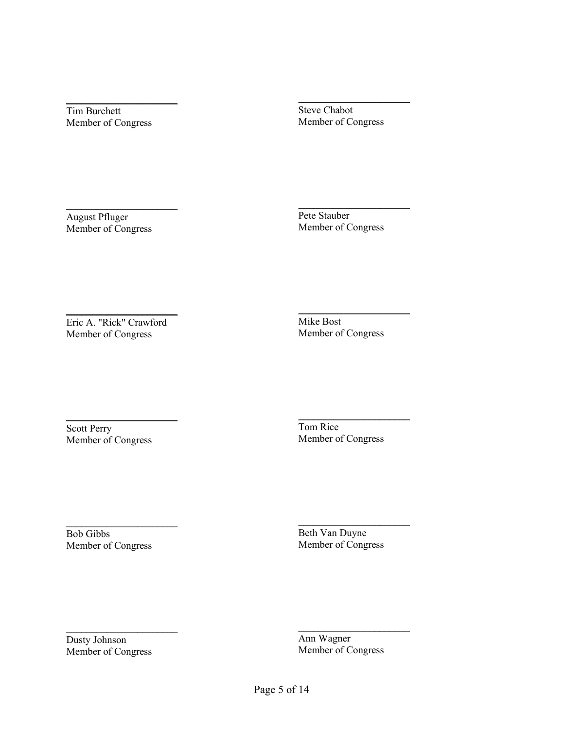\_\_\_\_\_\_\_\_\_\_\_\_\_\_\_\_\_\_\_\_\_\_

Tim Burchett
Member of Congress

\_\_\_\_\_\_\_\_\_\_\_\_\_\_\_\_\_\_\_\_\_\_

Steve Chabot
Member of Congress

\_\_\_\_\_\_\_\_\_\_\_\_\_\_\_\_\_\_\_\_\_\_

August Pfluger
Member of Congress

\_\_\_\_\_\_\_\_\_\_\_\_\_\_\_\_\_\_\_\_\_\_

Pete Stauber
Member of Congress

\_\_\_\_\_\_\_\_\_\_\_\_\_\_\_\_\_\_\_\_\_\_

Eric A. "Rick" Crawford
Member of Congress

\_\_\_\_\_\_\_\_\_\_\_\_\_\_\_\_\_\_\_\_\_\_

Mike Bost
Member of Congress

\_\_\_\_\_\_\_\_\_\_\_\_\_\_\_\_\_\_\_\_\_\_

Scott Perry
Member of Congress

\_\_\_\_\_\_\_\_\_\_\_\_\_\_\_\_\_\_\_\_\_\_

Tom Rice
Member of Congress

\_\_\_\_\_\_\_\_\_\_\_\_\_\_\_\_\_\_\_\_\_\_

Bob Gibbs
Member of Congress

\_\_\_\_\_\_\_\_\_\_\_\_\_\_\_\_\_\_\_\_\_\_

Beth Van Duyne
Member of Congress

\_\_\_\_\_\_\_\_\_\_\_\_\_\_\_\_\_\_\_\_\_\_

Dusty Johnson
Member of Congress

\_\_\_\_\_\_\_\_\_\_\_\_\_\_\_\_\_\_\_\_\_\_

Ann Wagner
Member of Congress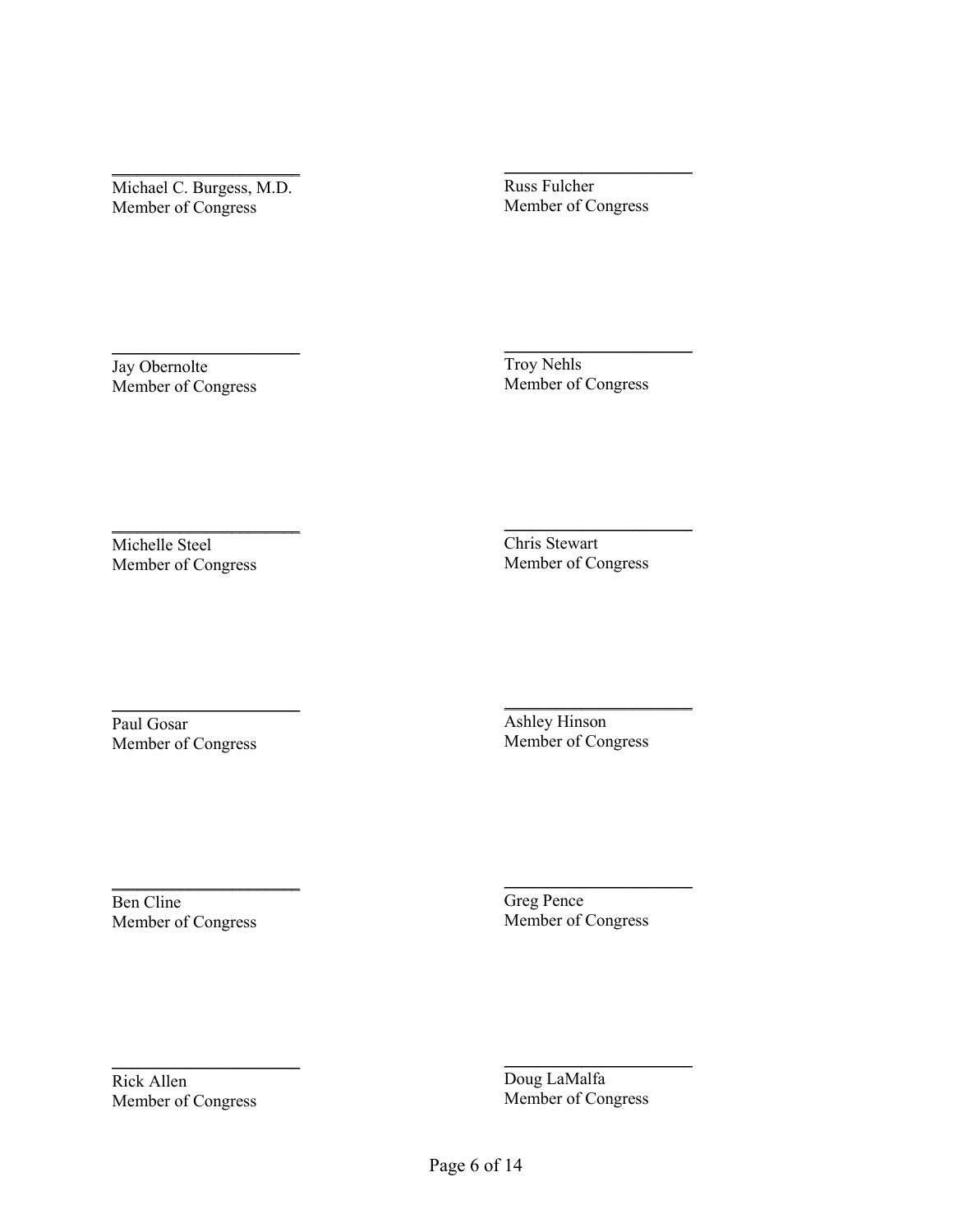\_\_\_\_\_\_\_\_\_\_\_\_\_\_\_\_\_\_\_\_
Michael C. Burgess, M.D.
Member of Congress

\_\_\_\_\_\_\_\_\_\_\_\_\_\_\_\_\_\_\_\_
Russ Fulcher
Member of Congress

\_\_\_\_\_\_\_\_\_\_\_\_\_\_\_\_\_\_\_\_
Jay Obernolte
Member of Congress

\_\_\_\_\_\_\_\_\_\_\_\_\_\_\_\_\_\_\_\_
Troy Nehls
Member of Congress

\_\_\_\_\_\_\_\_\_\_\_\_\_\_\_\_\_\_\_\_
Michelle Steel
Member of Congress

\_\_\_\_\_\_\_\_\_\_\_\_\_\_\_\_\_\_\_\_
Chris Stewart
Member of Congress

\_\_\_\_\_\_\_\_\_\_\_\_\_\_\_\_\_\_\_\_
Paul Gosar
Member of Congress

\_\_\_\_\_\_\_\_\_\_\_\_\_\_\_\_\_\_\_\_
Ashley Hinson
Member of Congress

\_\_\_\_\_\_\_\_\_\_\_\_\_\_\_\_\_\_\_\_
Ben Cline
Member of Congress

\_\_\_\_\_\_\_\_\_\_\_\_\_\_\_\_\_\_\_\_
Greg Pence
Member of Congress

\_\_\_\_\_\_\_\_\_\_\_\_\_\_\_\_\_\_\_\_
Rick Allen
Member of Congress

\_\_\_\_\_\_\_\_\_\_\_\_\_\_\_\_\_\_\_\_
Doug LaMalfa
Member of Congress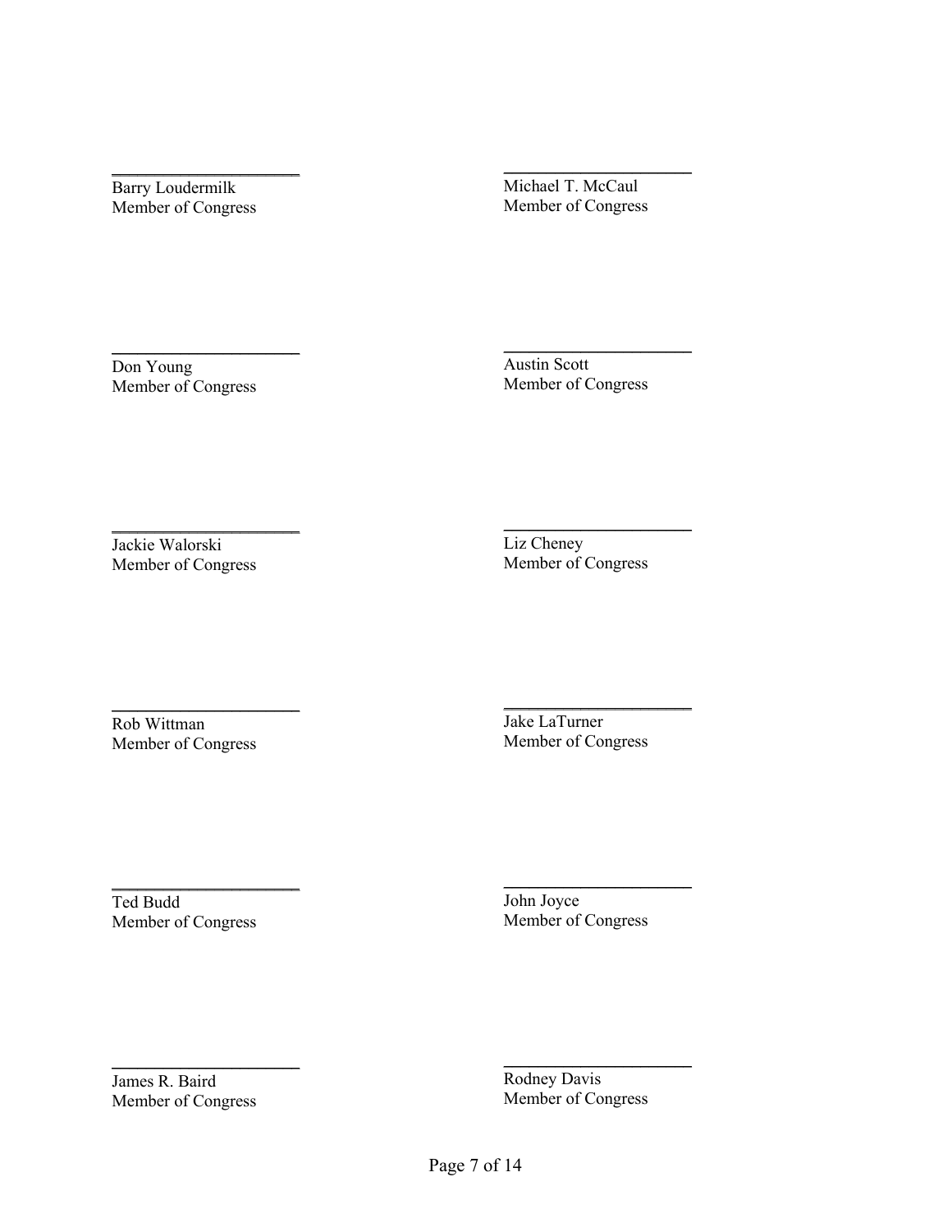\_\_\_\_\_\_\_\_\_\_\_\_\_\_\_\_\_\_\_\_\_
Barry Loudermilk
Member of Congress

\_\_\_\_\_\_\_\_\_\_\_\_\_\_\_\_\_\_\_\_\_
Michael T. McCaul
Member of Congress

\_\_\_\_\_\_\_\_\_\_\_\_\_\_\_\_\_\_\_\_\_
Don Young
Member of Congress

\_\_\_\_\_\_\_\_\_\_\_\_\_\_\_\_\_\_\_\_\_
Austin Scott
Member of Congress

\_\_\_\_\_\_\_\_\_\_\_\_\_\_\_\_\_\_\_\_\_
Jackie Walorski
Member of Congress

\_\_\_\_\_\_\_\_\_\_\_\_\_\_\_\_\_\_\_\_\_
Liz Cheney
Member of Congress

\_\_\_\_\_\_\_\_\_\_\_\_\_\_\_\_\_\_\_\_\_
Rob Wittman
Member of Congress

\_\_\_\_\_\_\_\_\_\_\_\_\_\_\_\_\_\_\_\_\_
Jake LaTurner
Member of Congress

\_\_\_\_\_\_\_\_\_\_\_\_\_\_\_\_\_\_\_\_\_
Ted Budd
Member of Congress

\_\_\_\_\_\_\_\_\_\_\_\_\_\_\_\_\_\_\_\_\_
John Joyce
Member of Congress

\_\_\_\_\_\_\_\_\_\_\_\_\_\_\_\_\_\_\_\_\_
James R. Baird
Member of Congress

\_\_\_\_\_\_\_\_\_\_\_\_\_\_\_\_\_\_\_\_\_
Rodney Davis
Member of Congress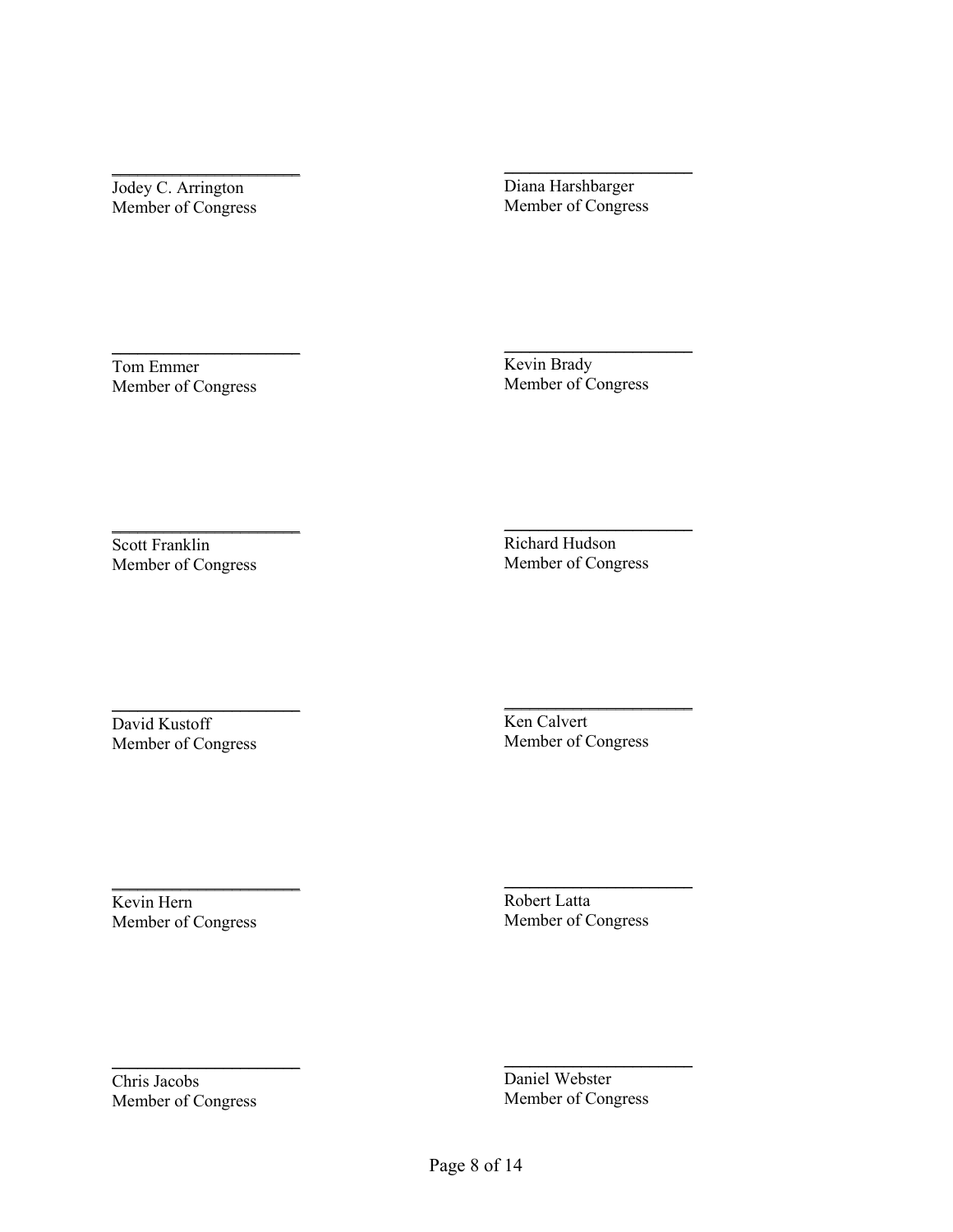\_\_\_\_\_\_\_\_\_\_\_\_\_\_\_\_\_\_\_\_\_
Jodey C. Arrington
Member of Congress

\_\_\_\_\_\_\_\_\_\_\_\_\_\_\_\_\_\_\_\_\_
Diana Harshbarger
Member of Congress

\_\_\_\_\_\_\_\_\_\_\_\_\_\_\_\_\_\_\_\_\_
Tom Emmer
Member of Congress

\_\_\_\_\_\_\_\_\_\_\_\_\_\_\_\_\_\_\_\_\_
Kevin Brady
Member of Congress

\_\_\_\_\_\_\_\_\_\_\_\_\_\_\_\_\_\_\_\_\_
Scott Franklin
Member of Congress

\_\_\_\_\_\_\_\_\_\_\_\_\_\_\_\_\_\_\_\_\_
Richard Hudson
Member of Congress

\_\_\_\_\_\_\_\_\_\_\_\_\_\_\_\_\_\_\_\_\_
David Kustoff
Member of Congress

\_\_\_\_\_\_\_\_\_\_\_\_\_\_\_\_\_\_\_\_\_
Ken Calvert
Member of Congress

\_\_\_\_\_\_\_\_\_\_\_\_\_\_\_\_\_\_\_\_\_
Kevin Hern
Member of Congress

\_\_\_\_\_\_\_\_\_\_\_\_\_\_\_\_\_\_\_\_\_
Robert Latta
Member of Congress

\_\_\_\_\_\_\_\_\_\_\_\_\_\_\_\_\_\_\_\_\_
Chris Jacobs
Member of Congress

\_\_\_\_\_\_\_\_\_\_\_\_\_\_\_\_\_\_\_\_\_
Daniel Webster
Member of Congress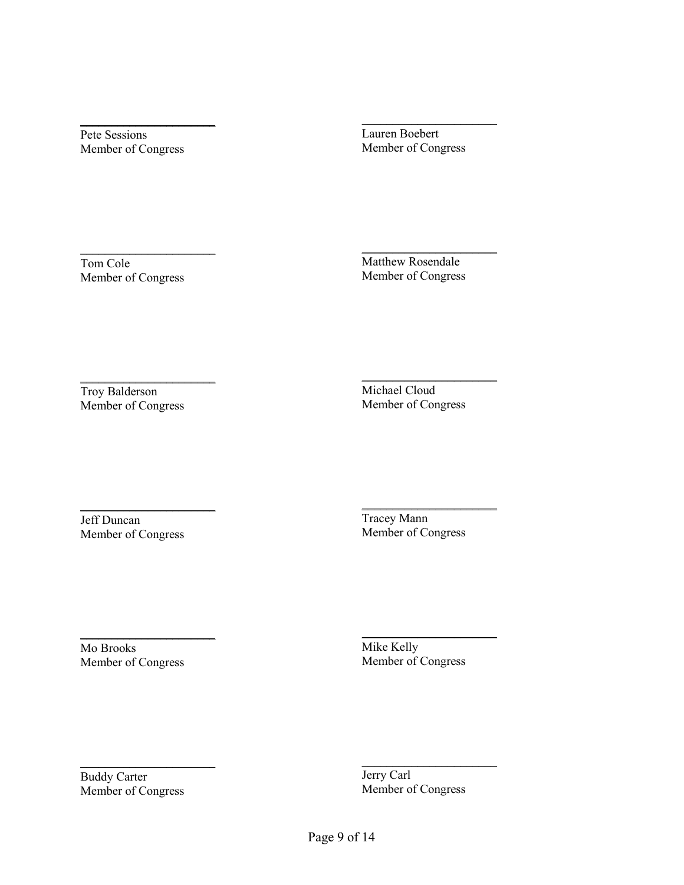\_\_\_\_\_\_\_\_\_\_\_\_\_\_\_\_\_\_\_\_\_\_
Pete Sessions
Member of Congress

\_\_\_\_\_\_\_\_\_\_\_\_\_\_\_\_\_\_\_\_\_\_
Lauren Boebert
Member of Congress

\_\_\_\_\_\_\_\_\_\_\_\_\_\_\_\_\_\_\_\_\_\_
Tom Cole
Member of Congress

\_\_\_\_\_\_\_\_\_\_\_\_\_\_\_\_\_\_\_\_\_\_
Matthew Rosendale
Member of Congress

\_\_\_\_\_\_\_\_\_\_\_\_\_\_\_\_\_\_\_\_\_\_
Troy Balderson
Member of Congress

\_\_\_\_\_\_\_\_\_\_\_\_\_\_\_\_\_\_\_\_\_\_
Michael Cloud
Member of Congress

\_\_\_\_\_\_\_\_\_\_\_\_\_\_\_\_\_\_\_\_\_\_
Jeff Duncan
Member of Congress

\_\_\_\_\_\_\_\_\_\_\_\_\_\_\_\_\_\_\_\_\_\_
Tracey Mann
Member of Congress

\_\_\_\_\_\_\_\_\_\_\_\_\_\_\_\_\_\_\_\_\_\_
Mo Brooks
Member of Congress

\_\_\_\_\_\_\_\_\_\_\_\_\_\_\_\_\_\_\_\_\_\_
Mike Kelly
Member of Congress

\_\_\_\_\_\_\_\_\_\_\_\_\_\_\_\_\_\_\_\_\_\_
Buddy Carter
Member of Congress

\_\_\_\_\_\_\_\_\_\_\_\_\_\_\_\_\_\_\_\_\_\_
Jerry Carl
Member of Congress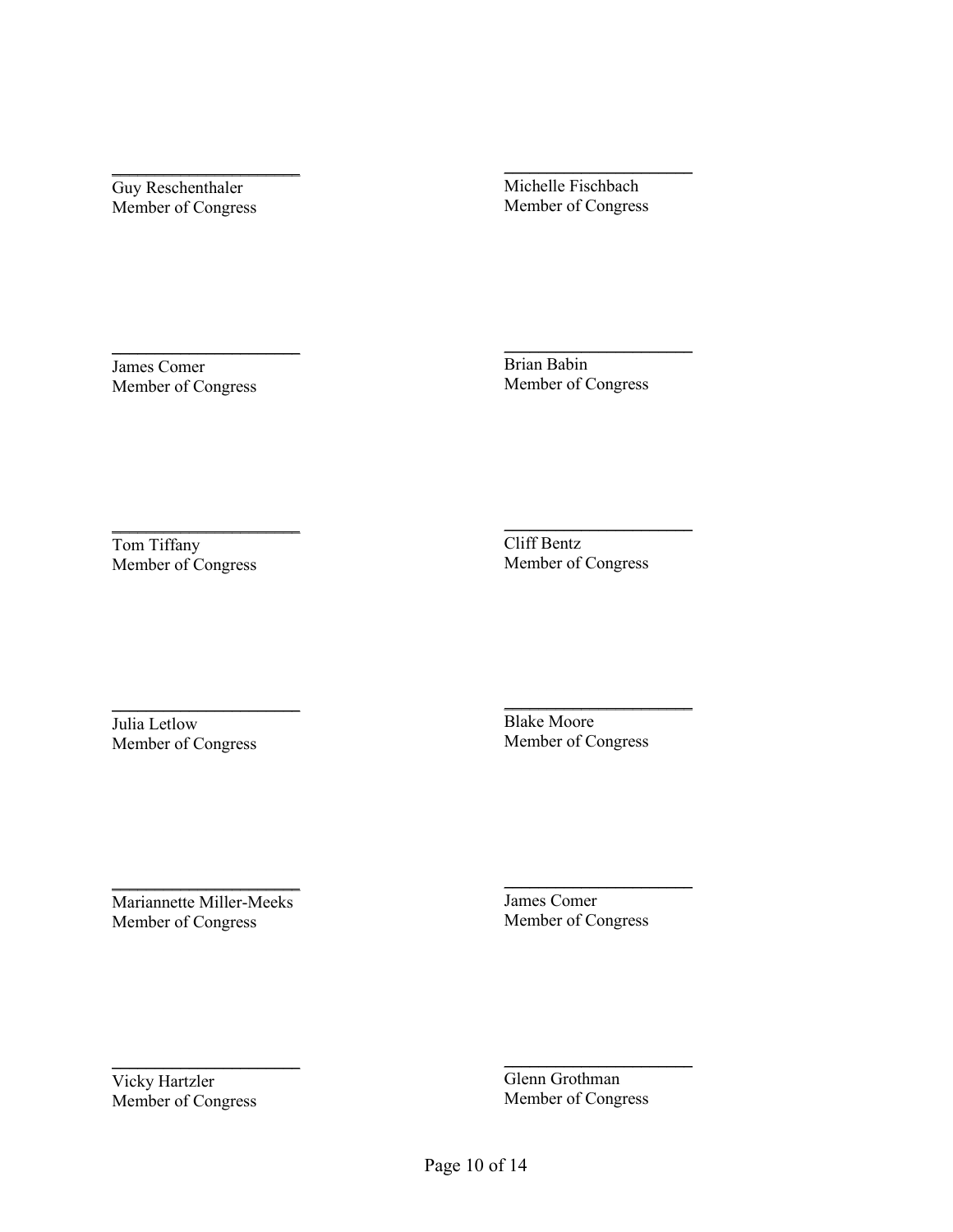\_\_\_\_\_\_\_\_\_\_\_\_\_\_\_\_\_\_\_\_
Guy Reschenthaler
Member of Congress

\_\_\_\_\_\_\_\_\_\_\_\_\_\_\_\_\_\_\_\_
Michelle Fischbach
Member of Congress

\_\_\_\_\_\_\_\_\_\_\_\_\_\_\_\_\_\_\_\_
James Comer
Member of Congress

\_\_\_\_\_\_\_\_\_\_\_\_\_\_\_\_\_\_\_\_
Brian Babin
Member of Congress

\_\_\_\_\_\_\_\_\_\_\_\_\_\_\_\_\_\_\_\_
Tom Tiffany
Member of Congress

\_\_\_\_\_\_\_\_\_\_\_\_\_\_\_\_\_\_\_\_
Cliff Bentz
Member of Congress

\_\_\_\_\_\_\_\_\_\_\_\_\_\_\_\_\_\_\_\_
Julia Letlow
Member of Congress

\_\_\_\_\_\_\_\_\_\_\_\_\_\_\_\_\_\_\_\_
Blake Moore
Member of Congress

\_\_\_\_\_\_\_\_\_\_\_\_\_\_\_\_\_\_\_\_
Mariannette Miller-Meeks
Member of Congress

\_\_\_\_\_\_\_\_\_\_\_\_\_\_\_\_\_\_\_\_
James Comer
Member of Congress

\_\_\_\_\_\_\_\_\_\_\_\_\_\_\_\_\_\_\_\_
Vicky Hartzler
Member of Congress

\_\_\_\_\_\_\_\_\_\_\_\_\_\_\_\_\_\_\_\_
Glenn Grothman
Member of Congress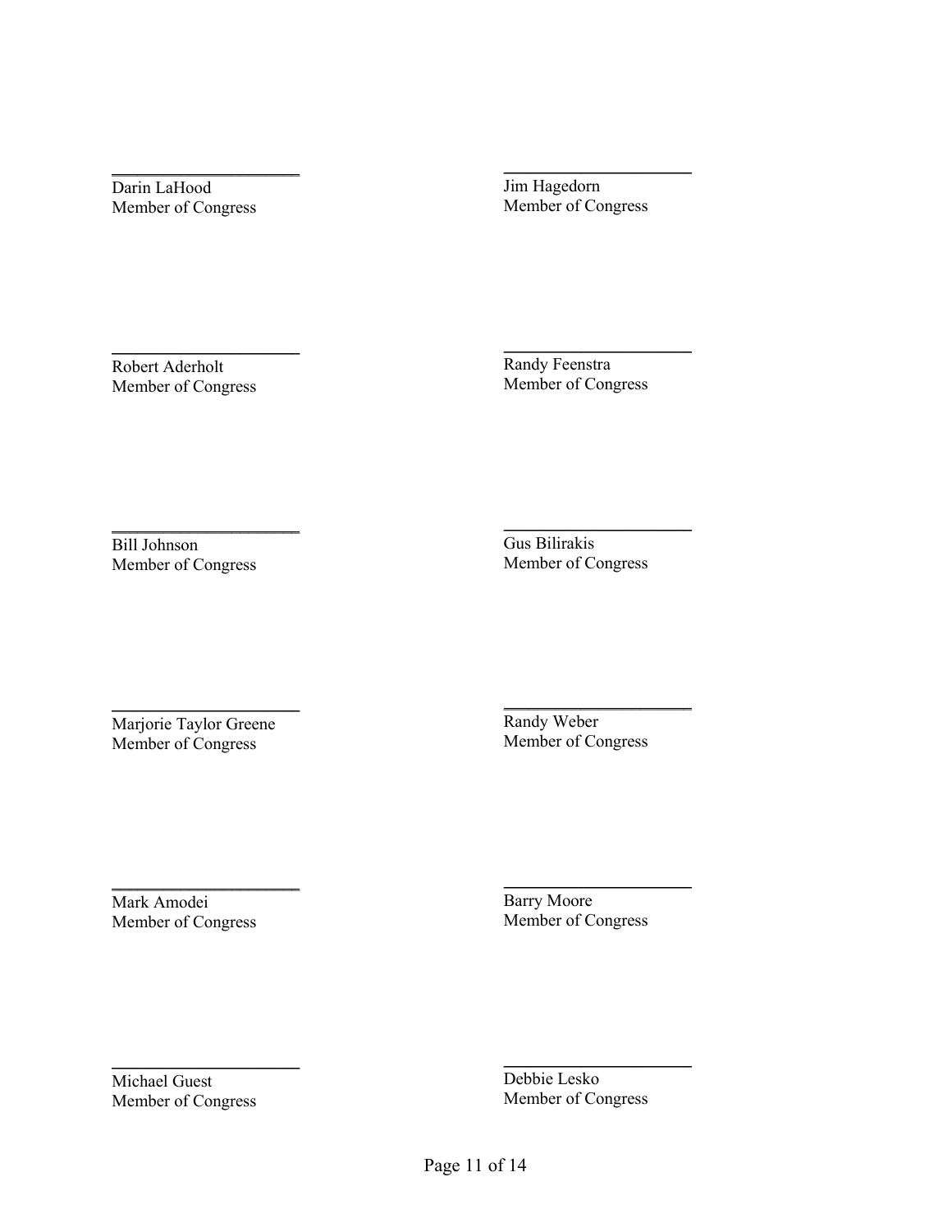\_\_\_\_\_\_\_\_\_\_\_\_\_\_\_\_\_\_\_\_\_
Darin LaHood
Member of Congress

\_\_\_\_\_\_\_\_\_\_\_\_\_\_\_\_\_\_\_\_\_
Jim Hagedorn
Member of Congress

\_\_\_\_\_\_\_\_\_\_\_\_\_\_\_\_\_\_\_\_\_
Robert Aderholt
Member of Congress

\_\_\_\_\_\_\_\_\_\_\_\_\_\_\_\_\_\_\_\_\_
Randy Feenstra
Member of Congress

\_\_\_\_\_\_\_\_\_\_\_\_\_\_\_\_\_\_\_\_\_
Bill Johnson
Member of Congress

\_\_\_\_\_\_\_\_\_\_\_\_\_\_\_\_\_\_\_\_\_
Gus Bilirakis
Member of Congress

\_\_\_\_\_\_\_\_\_\_\_\_\_\_\_\_\_\_\_\_\_
Marjorie Taylor Greene
Member of Congress

\_\_\_\_\_\_\_\_\_\_\_\_\_\_\_\_\_\_\_\_\_
Randy Weber
Member of Congress

\_\_\_\_\_\_\_\_\_\_\_\_\_\_\_\_\_\_\_\_\_
Mark Amodei
Member of Congress

\_\_\_\_\_\_\_\_\_\_\_\_\_\_\_\_\_\_\_\_\_
Barry Moore
Member of Congress

\_\_\_\_\_\_\_\_\_\_\_\_\_\_\_\_\_\_\_\_\_
Michael Guest
Member of Congress

\_\_\_\_\_\_\_\_\_\_\_\_\_\_\_\_\_\_\_\_\_
Debbie Lesko
Member of Congress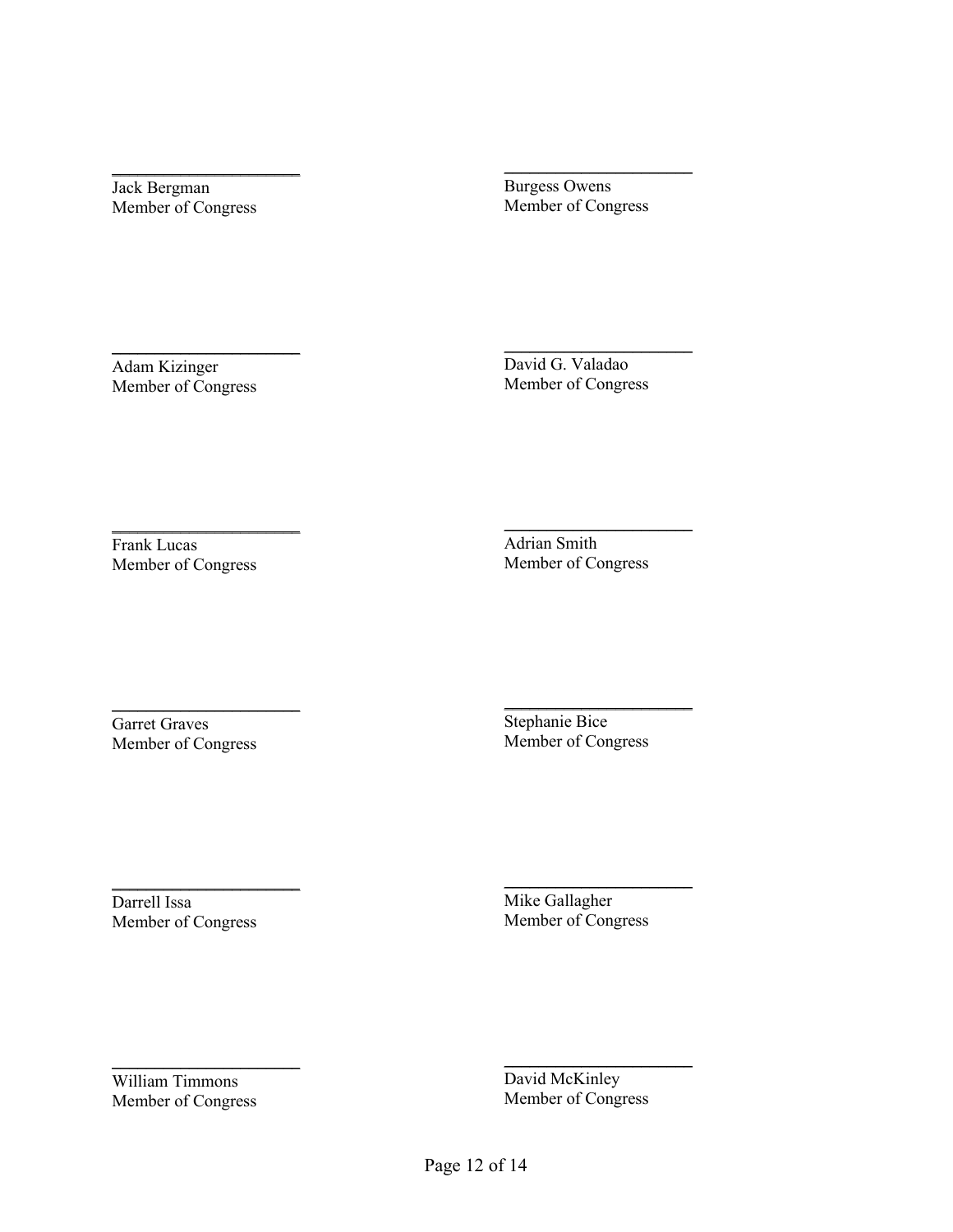\_\_\_\_\_\_\_\_\_\_\_\_\_\_\_\_\_\_\_\_\_
Jack Bergman
Member of Congress

\_\_\_\_\_\_\_\_\_\_\_\_\_\_\_\_\_\_\_\_\_
Burgess Owens
Member of Congress

\_\_\_\_\_\_\_\_\_\_\_\_\_\_\_\_\_\_\_\_\_
Adam Kizinger
Member of Congress

\_\_\_\_\_\_\_\_\_\_\_\_\_\_\_\_\_\_\_\_\_
David G. Valadao
Member of Congress

\_\_\_\_\_\_\_\_\_\_\_\_\_\_\_\_\_\_\_\_\_
Frank Lucas
Member of Congress

\_\_\_\_\_\_\_\_\_\_\_\_\_\_\_\_\_\_\_\_\_
Adrian Smith
Member of Congress

\_\_\_\_\_\_\_\_\_\_\_\_\_\_\_\_\_\_\_\_\_
Garret Graves
Member of Congress

\_\_\_\_\_\_\_\_\_\_\_\_\_\_\_\_\_\_\_\_\_
Stephanie Bice
Member of Congress

\_\_\_\_\_\_\_\_\_\_\_\_\_\_\_\_\_\_\_\_\_
Darrell Issa
Member of Congress

\_\_\_\_\_\_\_\_\_\_\_\_\_\_\_\_\_\_\_\_\_
Mike Gallagher
Member of Congress

\_\_\_\_\_\_\_\_\_\_\_\_\_\_\_\_\_\_\_\_\_
William Timmons
Member of Congress

\_\_\_\_\_\_\_\_\_\_\_\_\_\_\_\_\_\_\_\_\_
David McKinley
Member of Congress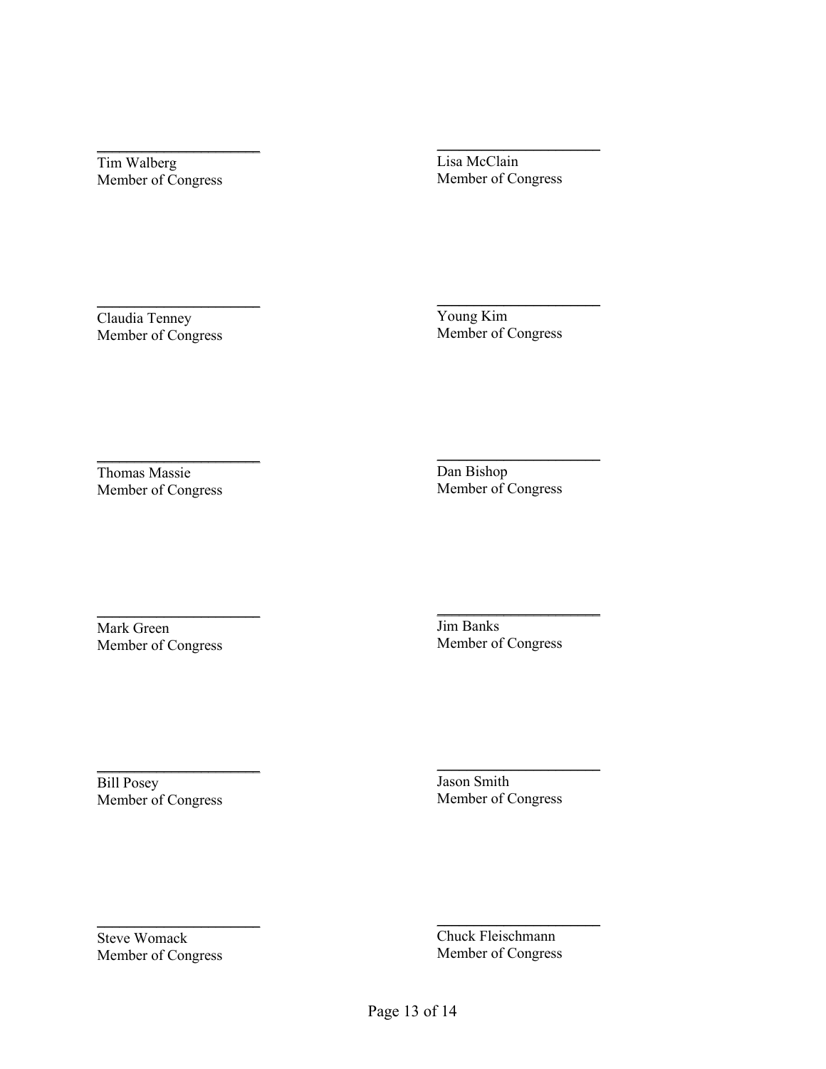\_\_\_\_\_\_\_\_\_\_\_\_\_\_\_\_\_\_\_\_
Tim Walberg
Member of Congress

\_\_\_\_\_\_\_\_\_\_\_\_\_\_\_\_\_\_\_\_
Lisa McClain
Member of Congress

\_\_\_\_\_\_\_\_\_\_\_\_\_\_\_\_\_\_\_\_
Claudia Tenney
Member of Congress

\_\_\_\_\_\_\_\_\_\_\_\_\_\_\_\_\_\_\_\_
Young Kim
Member of Congress

\_\_\_\_\_\_\_\_\_\_\_\_\_\_\_\_\_\_\_\_
Thomas Massie
Member of Congress

\_\_\_\_\_\_\_\_\_\_\_\_\_\_\_\_\_\_\_\_
Dan Bishop
Member of Congress

\_\_\_\_\_\_\_\_\_\_\_\_\_\_\_\_\_\_\_\_
Mark Green
Member of Congress

\_\_\_\_\_\_\_\_\_\_\_\_\_\_\_\_\_\_\_\_
Jim Banks
Member of Congress

\_\_\_\_\_\_\_\_\_\_\_\_\_\_\_\_\_\_\_\_
Bill Posey
Member of Congress

\_\_\_\_\_\_\_\_\_\_\_\_\_\_\_\_\_\_\_\_
Jason Smith
Member of Congress

\_\_\_\_\_\_\_\_\_\_\_\_\_\_\_\_\_\_\_\_
Steve Womack
Member of Congress

\_\_\_\_\_\_\_\_\_\_\_\_\_\_\_\_\_\_\_\_
Chuck Fleischmann
Member of Congress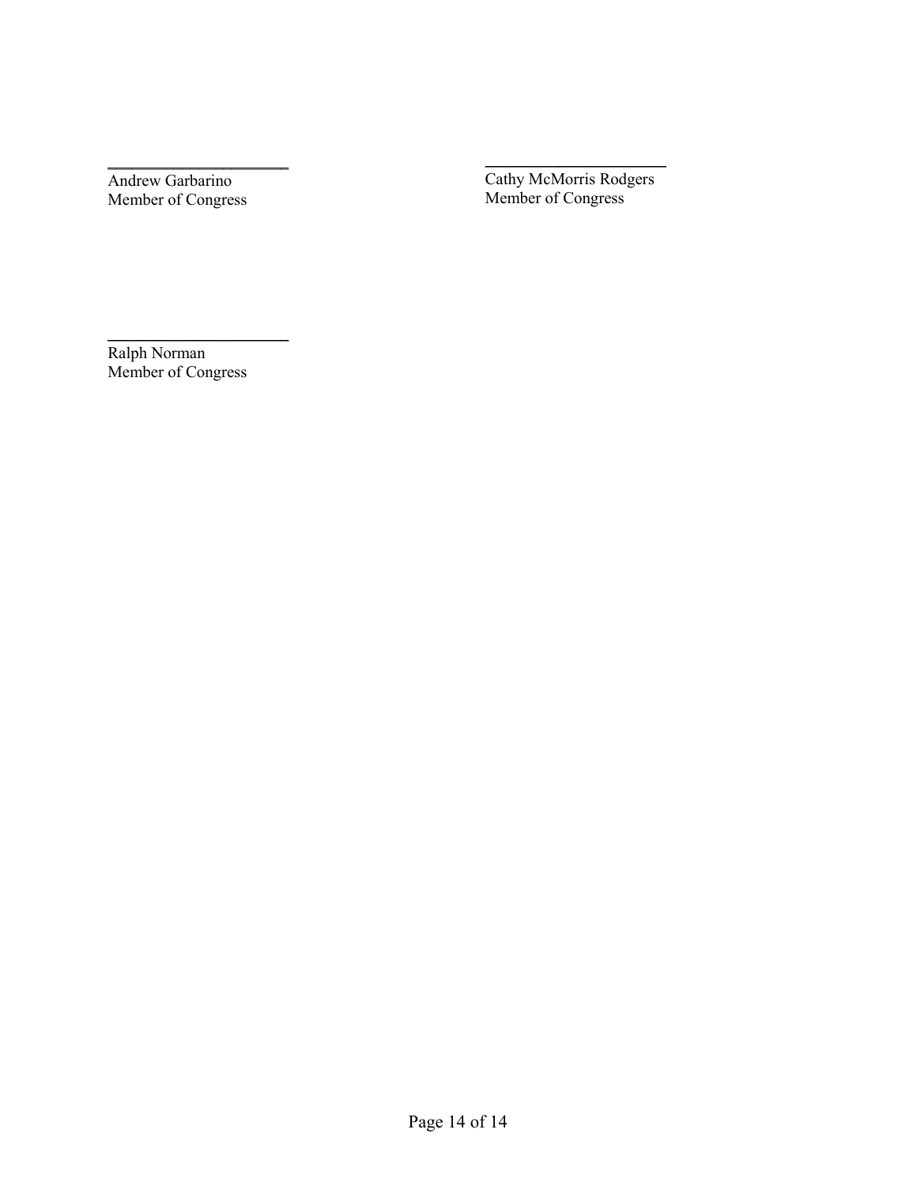\_\_\_\_\_\_\_\_\_\_\_\_\_\_\_\_\_\_\_\_\_\_
Andrew Garbarino
Member of Congress

\_\_\_\_\_\_\_\_\_\_\_\_\_\_\_\_\_\_\_\_\_\_
Cathy McMorris Rodgers
Member of Congress

\_\_\_\_\_\_\_\_\_\_\_\_\_\_\_\_\_\_\_\_\_\_
Ralph Norman
Member of Congress